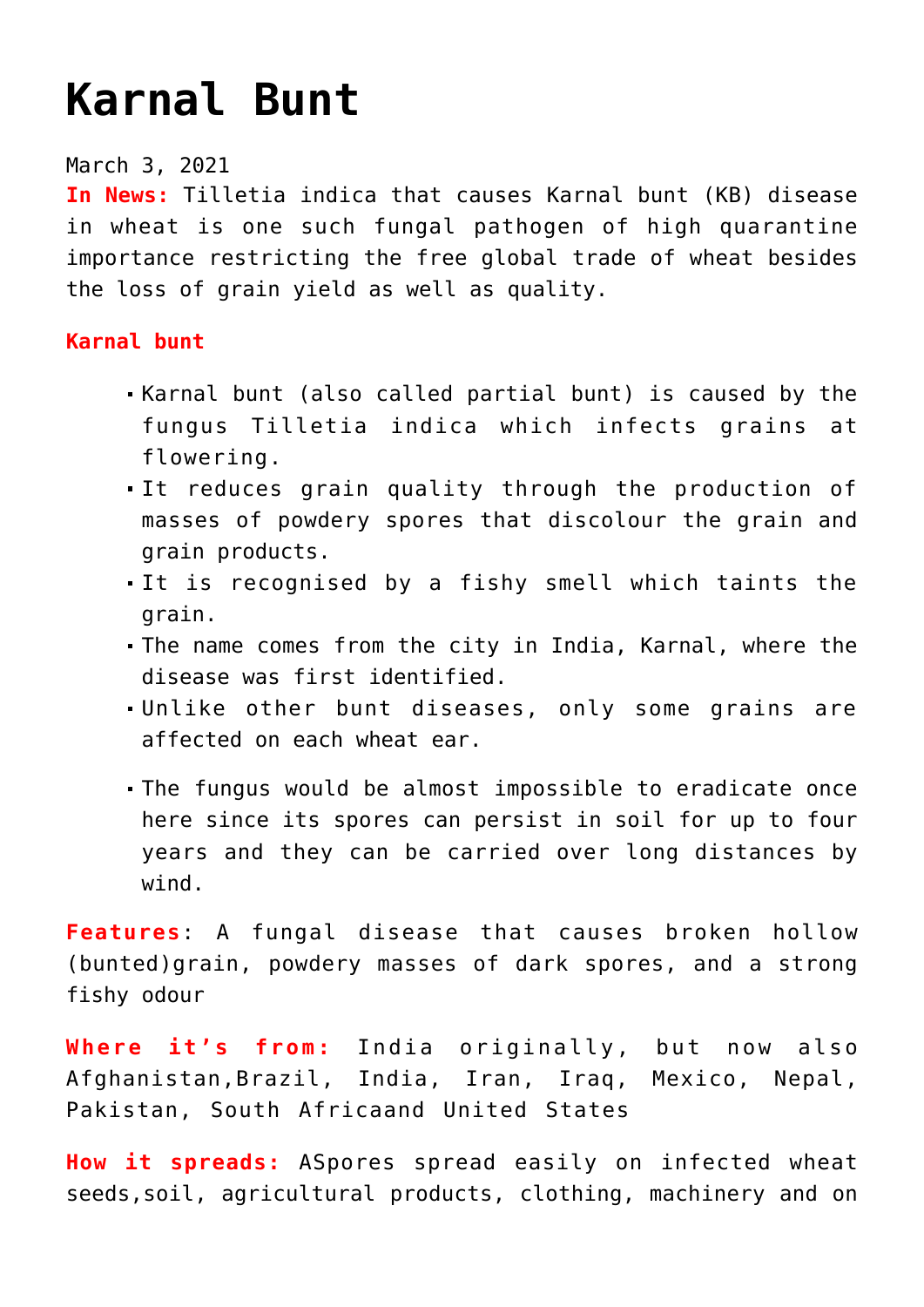# Karnal Bunt

March 3, 2021

**In News:** Tilletia indica that causes Karnal bunt (KB) disease in wheat is one such fungal pathogen of high quarantine importance restricting the free global trade of wheat besides the loss of grain yield as well as quality.

**Karnal bunt**

- Karnal bunt (also called partial bunt) is caused by the fungus Tilletia indica which infects grains at flowering.
- It reduces grain quality through the production of masses of powdery spores that discolour the grain and grain products.
- It is recognised by a fishy smell which taints the grain.
- The name comes from the city in India, Karnal, where the disease was first identified.
- Unlike other bunt diseases, only some grains are affected on each wheat ear.
- The fungus would be almost impossible to eradicate once here since its spores can persist in soil for up to four years and they can be carried over long distances by wind.

**Features**: A fungal disease that causes broken hollow (bunted)grain, powdery masses of dark spores, and a strong fishy odour

**Where it's from:** India originally, but now also Afghanistan,Brazil, India, Iran, Iraq, Mexico, Nepal, Pakistan, South Africaand United States

**How it spreads:** ASpores spread easily on infected wheat seeds,soil, agricultural products, clothing, machinery and on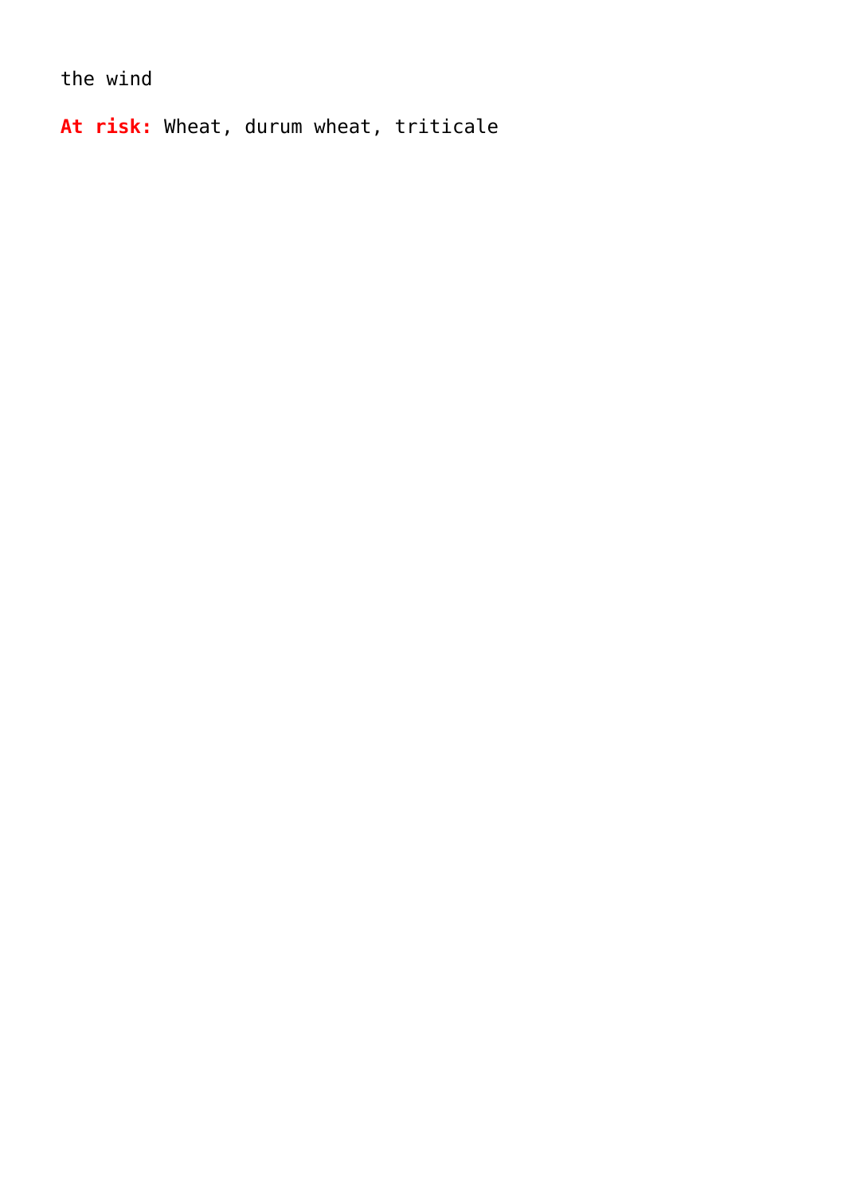the wind

**At risk:** Wheat, durum wheat, triticale